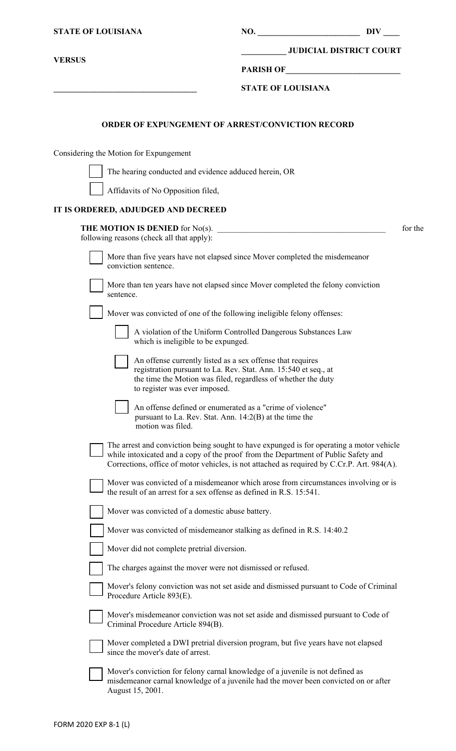**STATE OF LOUISIANA** **NO. ________________________ DIV ____**

**__________ JUDICIAL DISTRICT COURT**

**VERSUS**

**PARISH OF ___________________________**

**__________________________________** **STATE OF LOUISIANA**

## ORDER OF EXPUNGEMENT OF ARREST/CONVICTION RECORD

Considering the Motion for Expungement

- [ ] The hearing conducted and evidence adduced herein, OR
- [ ] Affidavits of No Opposition filed,

**IT IS ORDERED, ADJUDGED AND DECREED**

**THE MOTION IS DENIED** for No(s). ________________________________________ for the following reasons (check all that apply):

- [ ] More than five years have not elapsed since Mover completed the misdemeanor conviction sentence.
- [ ] More than ten years have not elapsed since Mover completed the felony conviction sentence.
- [ ] Mover was convicted of one of the following ineligible felony offenses:
  - [ ] A violation of the Uniform Controlled Dangerous Substances Law which is ineligible to be expunged.
  - [ ] An offense currently listed as a sex offense that requires registration pursuant to La. Rev. Stat. Ann. 15:540 et seq., at the time the Motion was filed, regardless of whether the duty to register was ever imposed.
  - [ ] An offense defined or enumerated as a "crime of violence" pursuant to La. Rev. Stat. Ann. 14:2(B) at the time the motion was filed.
- [ ] The arrest and conviction being sought to have expunged is for operating a motor vehicle while intoxicated and a copy of the proof from the Department of Public Safety and Corrections, office of motor vehicles, is not attached as required by C.Cr.P. Art. 984(A).
- [ ] Mover was convicted of a misdemeanor which arose from circumstances involving or is the result of an arrest for a sex offense as defined in R.S. 15:541.
- [ ] Mover was convicted of a domestic abuse battery.
- [ ] Mover was convicted of misdemeanor stalking as defined in R.S. 14:40.2
- [ ] Mover did not complete pretrial diversion.
- [ ] The charges against the mover were not dismissed or refused.
- [ ] Mover's felony conviction was not set aside and dismissed pursuant to Code of Criminal Procedure Article 893(E).
- [ ] Mover's misdemeanor conviction was not set aside and dismissed pursuant to Code of Criminal Procedure Article 894(B).
- [ ] Mover completed a DWI pretrial diversion program, but five years have not elapsed since the mover's date of arrest.
- [ ] Mover's conviction for felony carnal knowledge of a juvenile is not defined as misdemeanor carnal knowledge of a juvenile had the mover been convicted on or after August 15, 2001.

FORM 2020 EXP 8-1 (L)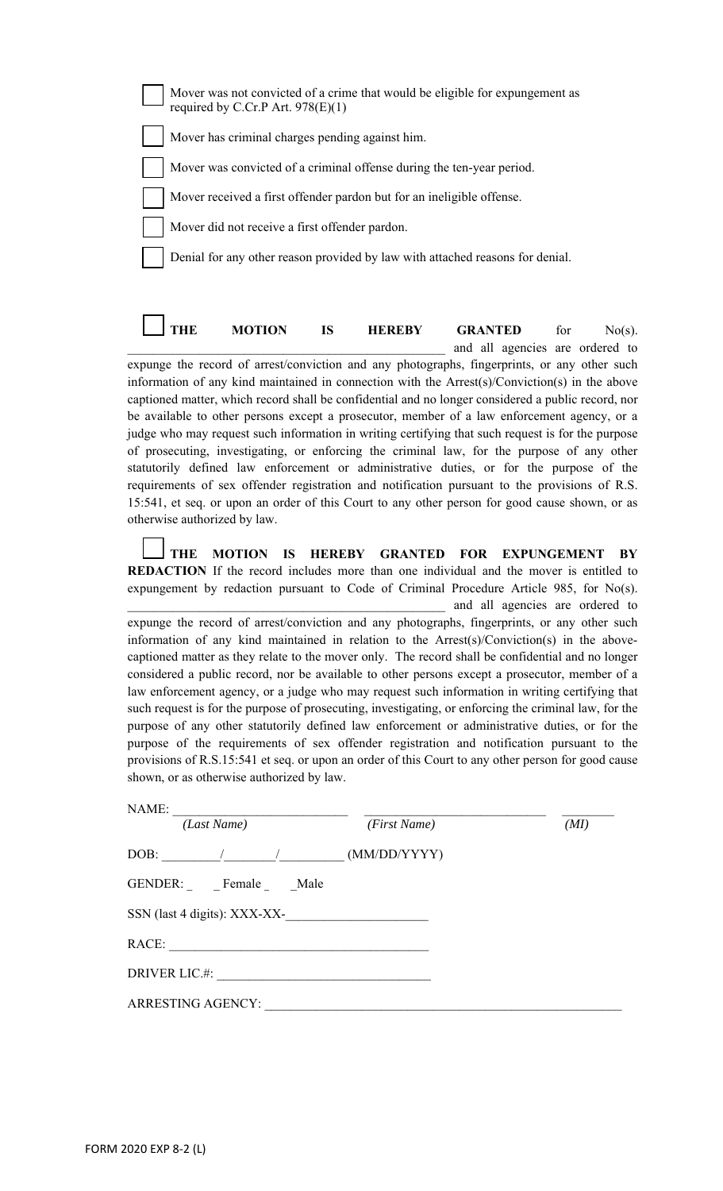- [ ] Mover was not convicted of a crime that would be eligible for expungement as required by C.Cr.P Art. 978(E)(1)
- [ ] Mover has criminal charges pending against him.
- [ ] Mover was convicted of a criminal offense during the ten-year period.
- [ ] Mover received a first offender pardon but for an ineligible offense.
- [ ] Mover did not receive a first offender pardon.
- [ ] Denial for any other reason provided by law with attached reasons for denial.

- [ ] **THE MOTION IS HEREBY GRANTED** for No(s). ______________________________________________ and all agencies are ordered to expunge the record of arrest/conviction and any photographs, fingerprints, or any other such information of any kind maintained in connection with the Arrest(s)/Conviction(s) in the above captioned matter, which record shall be confidential and no longer considered a public record, nor be available to other persons except a prosecutor, member of a law enforcement agency, or a judge who may request such information in writing certifying that such request is for the purpose of prosecuting, investigating, or enforcing the criminal law, for the purpose of any other statutorily defined law enforcement or administrative duties, or for the purpose of the requirements of sex offender registration and notification pursuant to the provisions of R.S. 15:541, et seq. or upon an order of this Court to any other person for good cause shown, or as otherwise authorized by law.

- [ ] **THE MOTION IS HEREBY GRANTED FOR EXPUNGEMENT BY REDACTION** If the record includes more than one individual and the mover is entitled to expungement by redaction pursuant to Code of Criminal Procedure Article 985, for No(s). ______________________________________________ and all agencies are ordered to expunge the record of arrest/conviction and any photographs, fingerprints, or any other such information of any kind maintained in relation to the Arrest(s)/Conviction(s) in the above-captioned matter as they relate to the mover only. The record shall be confidential and no longer considered a public record, nor be available to other persons except a prosecutor, member of a law enforcement agency, or a judge who may request such information in writing certifying that such request is for the purpose of prosecuting, investigating, or enforcing the criminal law, for the purpose of any other statutorily defined law enforcement or administrative duties, or for the purpose of the requirements of sex offender registration and notification pursuant to the provisions of R.S.15:541 et seq. or upon an order of this Court to any other person for good cause shown, or as otherwise authorized by law.

NAME: ___________________________ ___________________________ ________
*(Last Name)* *(First Name)* *(MI)*

DOB: _________/________/__________ (MM/DD/YYYY)

GENDER: _ _Female _ _Male

SSN (last 4 digits): XXX-XX-_____________________

RACE: ________________________________________

DRIVER LIC.#: ________________________________

ARRESTING AGENCY: _______________________________________________________

FORM 2020 EXP 8-2 (L)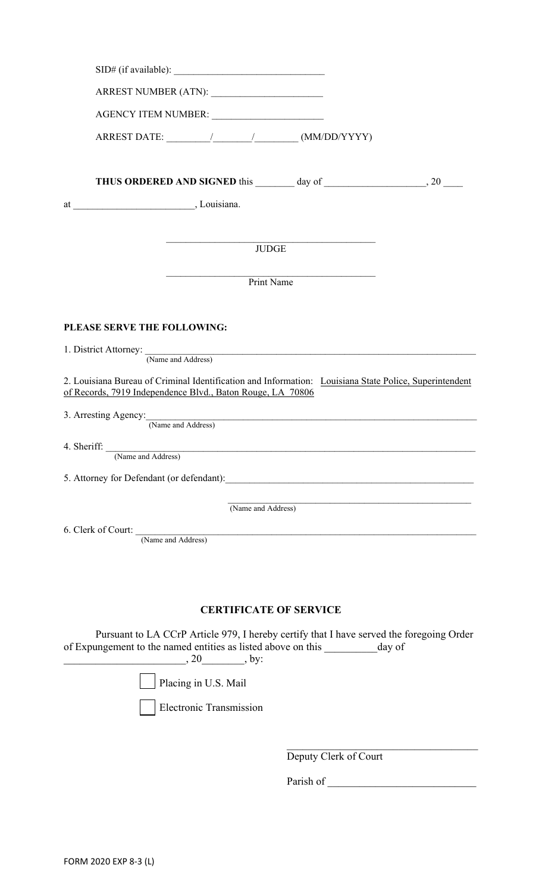SID# (if available): ______________________________

ARREST NUMBER (ATN): ______________________

AGENCY ITEM NUMBER: ______________________

ARREST DATE: _________/________/_________ (MM/DD/YYYY)

**THUS ORDERED AND SIGNED** this ________ day of ____________________, 20 ____

at ________________________, Louisiana.

__________________________________________
JUDGE

__________________________________________
Print Name

**PLEASE SERVE THE FOLLOWING:**

1. District Attorney: ____________________________________________________________________
(Name and Address)

2. Louisiana Bureau of Criminal Identification and Information: Louisiana State Police, Superintendent of Records, 7919 Independence Blvd., Baton Rouge, LA 70806

3. Arresting Agency: ____________________________________________________________________
(Name and Address)

4. Sheriff: ____________________________________________________________________
(Name and Address)

5. Attorney for Defendant (or defendant): ____________________________________________________

__________________________________________________
(Name and Address)

6. Clerk of Court: ____________________________________________________________________
(Name and Address)

**CERTIFICATE OF SERVICE**

Pursuant to LA CCrP Article 979, I hereby certify that I have served the foregoing Order of Expungement to the named entities as listed above on this __________day of ________________________, 20________, by:

☐ Placing in U.S. Mail

☐ Electronic Transmission

_____________________________________
Deputy Clerk of Court

Parish of ___________________________

FORM 2020 EXP 8-3 (L)